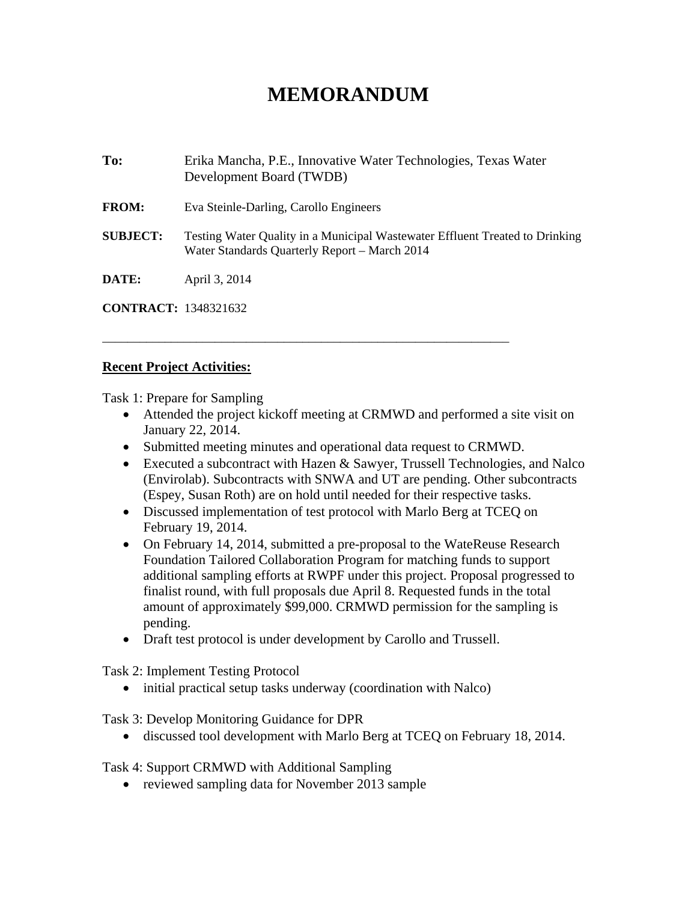# MEMORANDUM

**To:** Erika Mancha, P.E., Innovative Water Technologies, Texas Water Development Board (TWDB)

**FROM:** Eva Steinle-Darling, Carollo Engineers

**SUBJECT:** Testing Water Quality in a Municipal Wastewater Effluent Treated to Drinking Water Standards Quarterly Report – March 2014

**DATE:** April 3, 2014

**CONTRACT:** 1348321632

---

**Recent Project Activities:**

Task 1: Prepare for Sampling

- Attended the project kickoff meeting at CRMWD and performed a site visit on January 22, 2014.
- Submitted meeting minutes and operational data request to CRMWD.
- Executed a subcontract with Hazen & Sawyer, Trussell Technologies, and Nalco (Envirolab). Subcontracts with SNWA and UT are pending. Other subcontracts (Espey, Susan Roth) are on hold until needed for their respective tasks.
- Discussed implementation of test protocol with Marlo Berg at TCEQ on February 19, 2014.
- On February 14, 2014, submitted a pre-proposal to the WateReuse Research Foundation Tailored Collaboration Program for matching funds to support additional sampling efforts at RWPF under this project. Proposal progressed to finalist round, with full proposals due April 8. Requested funds in the total amount of approximately $99,000. CRMWD permission for the sampling is pending.
- Draft test protocol is under development by Carollo and Trussell.

Task 2: Implement Testing Protocol

- initial practical setup tasks underway (coordination with Nalco)

Task 3: Develop Monitoring Guidance for DPR

- discussed tool development with Marlo Berg at TCEQ on February 18, 2014.

Task 4: Support CRMWD with Additional Sampling

- reviewed sampling data for November 2013 sample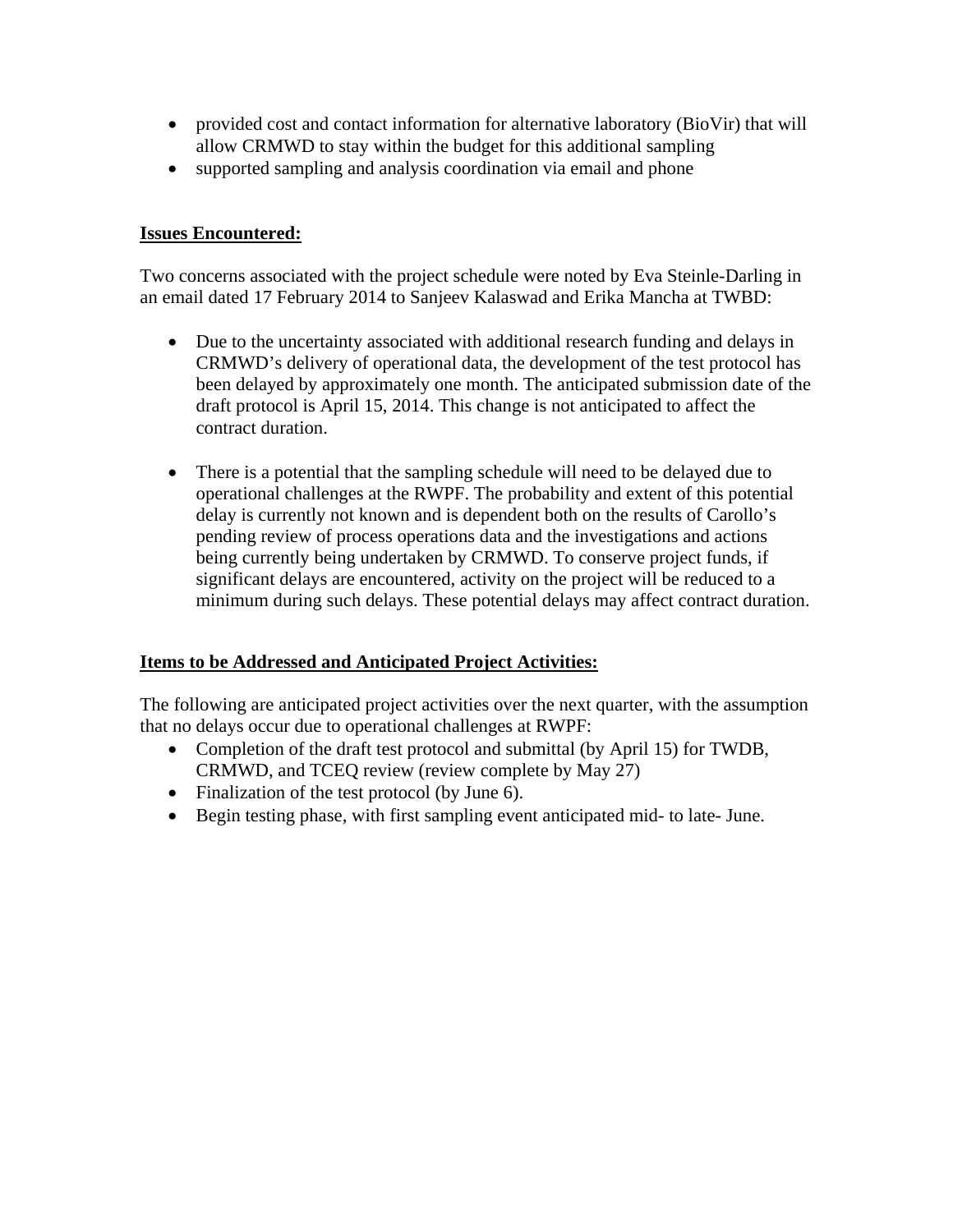- provided cost and contact information for alternative laboratory (BioVir) that will allow CRMWD to stay within the budget for this additional sampling
- supported sampling and analysis coordination via email and phone

**Issues Encountered:**

Two concerns associated with the project schedule were noted by Eva Steinle-Darling in an email dated 17 February 2014 to Sanjeev Kalaswad and Erika Mancha at TWBD:

- Due to the uncertainty associated with additional research funding and delays in CRMWD's delivery of operational data, the development of the test protocol has been delayed by approximately one month. The anticipated submission date of the draft protocol is April 15, 2014. This change is not anticipated to affect the contract duration.

- There is a potential that the sampling schedule will need to be delayed due to operational challenges at the RWPF. The probability and extent of this potential delay is currently not known and is dependent both on the results of Carollo's pending review of process operations data and the investigations and actions being currently being undertaken by CRMWD. To conserve project funds, if significant delays are encountered, activity on the project will be reduced to a minimum during such delays. These potential delays may affect contract duration.

**Items to be Addressed and Anticipated Project Activities:**

The following are anticipated project activities over the next quarter, with the assumption that no delays occur due to operational challenges at RWPF:

- Completion of the draft test protocol and submittal (by April 15) for TWDB, CRMWD, and TCEQ review (review complete by May 27)
- Finalization of the test protocol (by June 6).
- Begin testing phase, with first sampling event anticipated mid- to late- June.